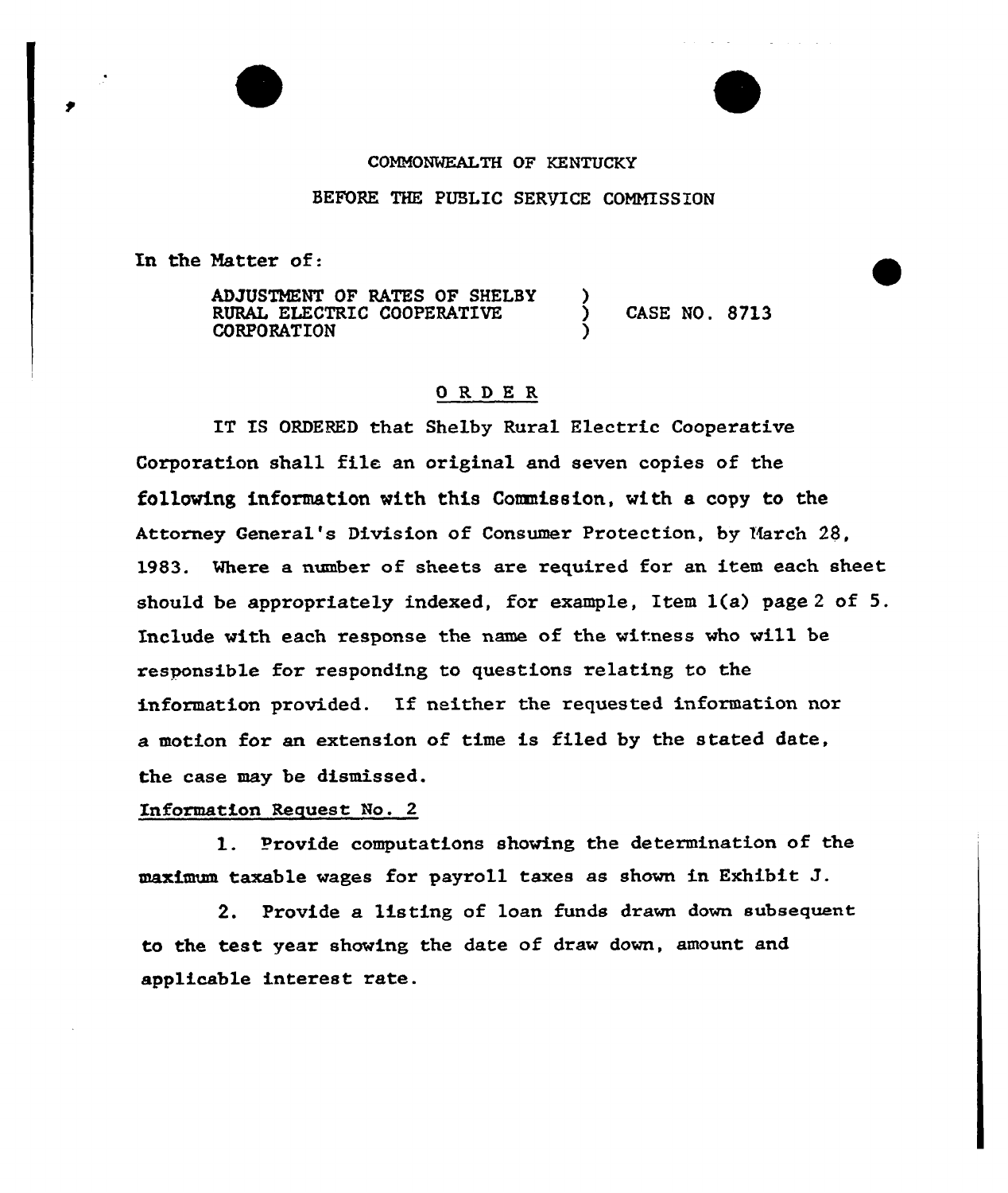COMMONWEALTH OF KENTUCKY

BEFORE THE PUBLIC SERVICE COMMISSION

In the Matter of:

ADJUSTMENT OF RATES OF SHELBY RURAL ELECTRIC COOPERATIVE CORPORATION ) CASE NO. 8713

## O R D E R

IT IS ORDERED that Shelby Rural Electric Cooperative Corporation shall file an original and seven copies of the following information with this Commission, with a copy to the Attorney General's Division of Consumer Protection, by March 28, 1983. Where a number of sheets are required for an item each sheet should be appropriately indexed, for example, Item 1(a) page 2 of 5. Include with each response the name of the witness who will be responsible for responding to questions relating to the information provided. If neither the requested information nor a motion for an extension of time is filed by the stated date, the case may be dismissed.

Information Request No. 2

1. Provide computations showing the determination of the maximum taxable wages for payroll taxes as shown in Exhibit J.

2. Provide a listing of loan funds drawn down subsequent to the test year showing the date of draw down, amount and applicable interest rate.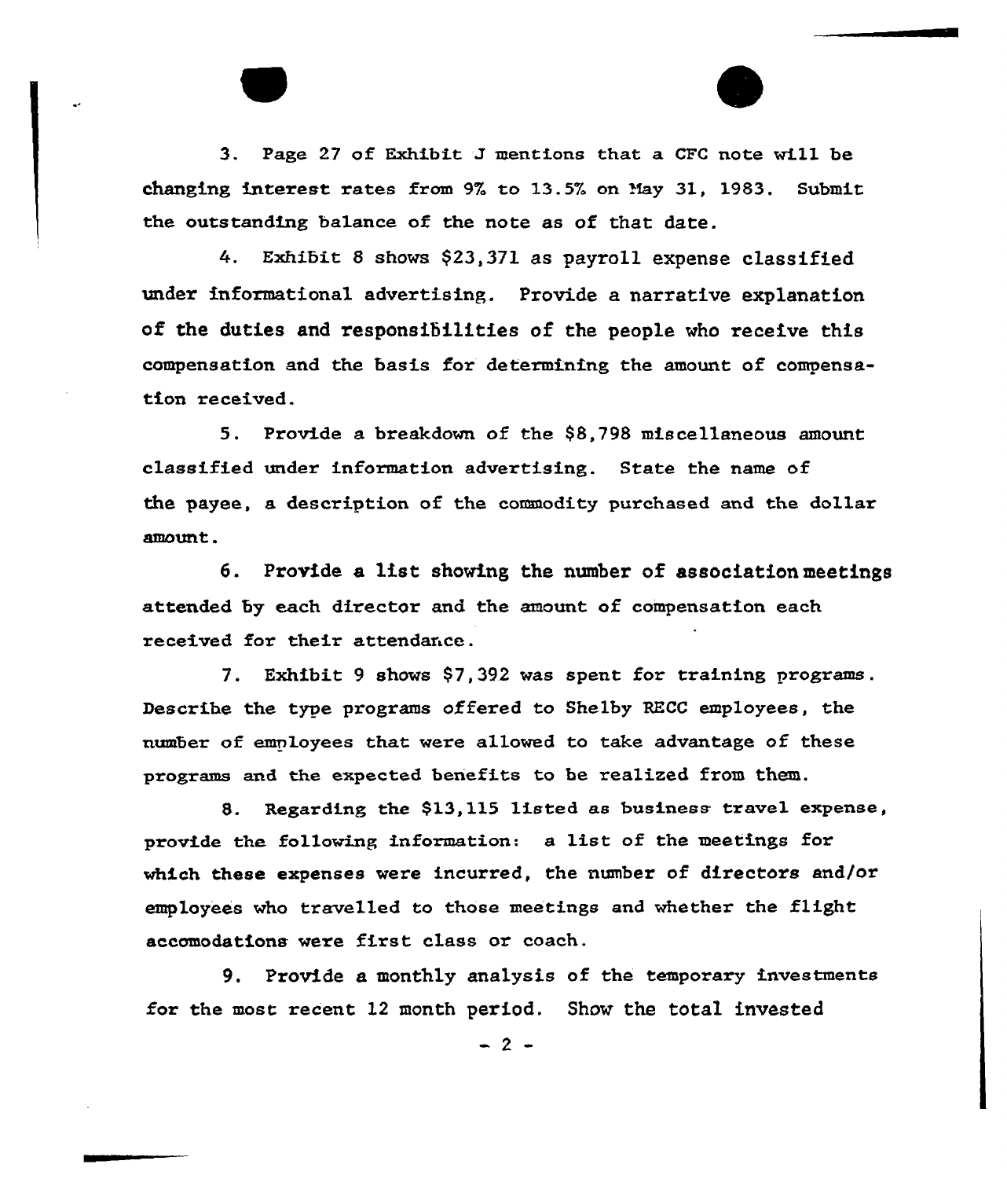3. Page 27 of Exhibit J mentions that a CFC note will be changing interest rates from 9% to 13.5% on May 31, 1983. Submit the outstanding balance of the note as of that date.

4. Exhibit 8 shows $23,371 as payroll expense classified under informational advertising. Provide a narrative explanation of the duties and responsibilities of the people who receive this compensation and the basis for determining the amount of compensation received.

5. Provide a breakdown of the $8,798 miscellaneous amount classified under information advertising. State the name of the payee, a description of the commodity purchased and the dollar amount.

6. Provide a list showing the number of association meetings attended by each director and the amount of compensation each received for their attendance.

7. Exhibit 9 shows $7,392 was spent for training programs. Describe the type programs offered to Shelby RECC employees, the number of employees that were allowed to take advantage of these programs and the expected benefits to be realized from them.

8. Regarding the $13,115 listed as business travel expense, provide the following information: a list of the meetings for which these expenses were incurred, the number of directors and/or employees who travelled to those meetings and whether the flight accomodations were first class or coach.

9. Provide a monthly analysis of the temporary investments for the most recent 12 month period. Show the total invested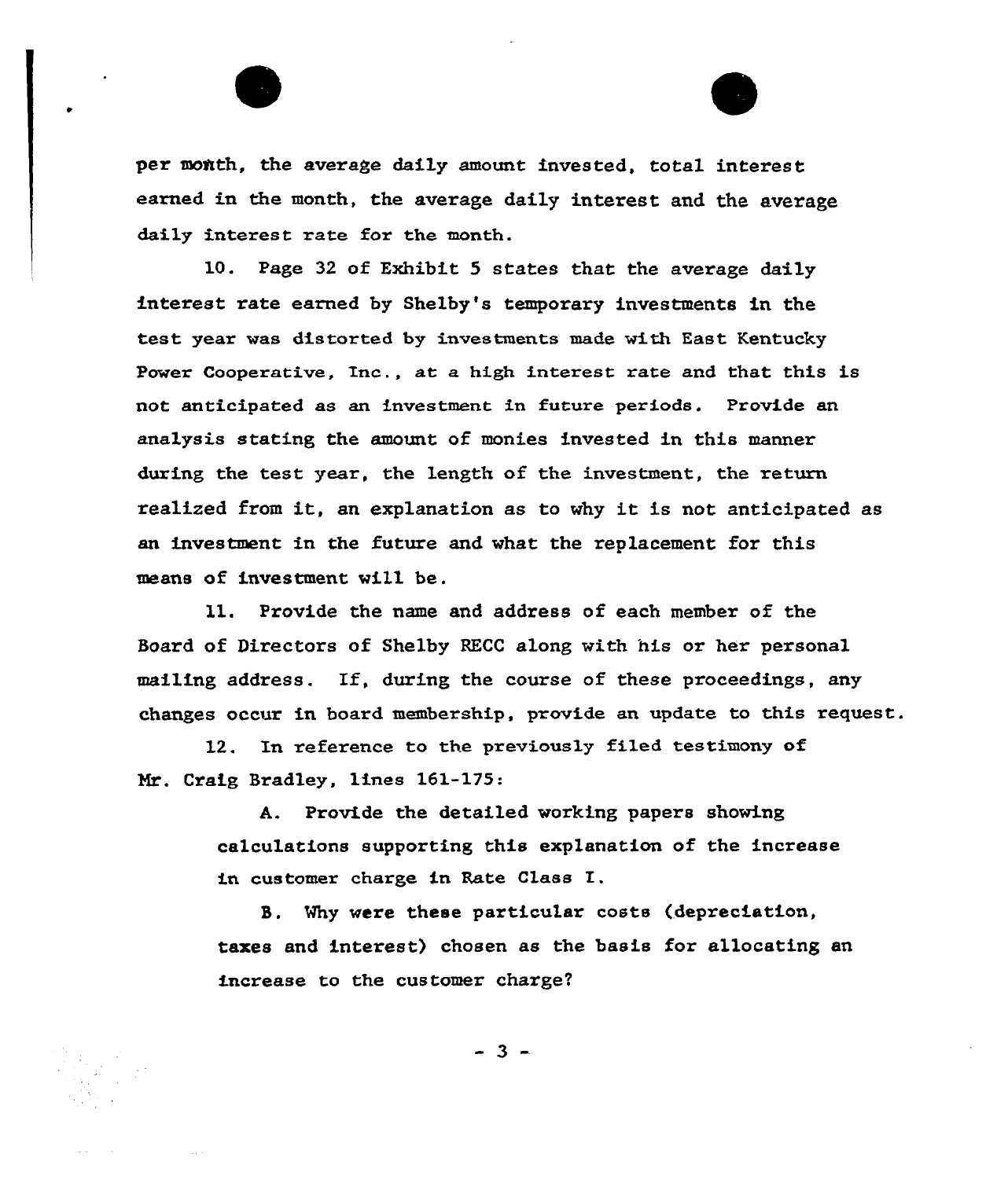per month, the average daily amount invested, total interest earned in the month, the average daily interest and the average daily interest rate for the month.

10. Page 32 of Exhibit 5 states that the average daily interest rate earned by Shelby's temporary investments in the test year was distorted by investments made with East Kentucky Power Cooperative, Inc., at a high interest rate and that this is not anticipated as an investment in future periods. Provide an analysis stating the amount of monies invested in this manner during the test year, the length of the investment, the return realized from it, an explanation as to why it is not anticipated as an investment in the future and what the replacement for this means of investment will be.

11. Provide the name and address of each member of the Board of Directors of Shelby RECC along with his or her personal mailing address. If, during the course of these proceedings, any changes occur in board membership, provide an update to this request.

12. In reference to the previously filed testimony of Mr. Craig Bradley, lines 161-175:

A. Provide the detailed working papers showing calculations supporting this explanation of the increase in customer charge in Rate Class I.

B. Why were these particular costs (depreciation, taxes and interest) chosen as the basis for allocating an increase to the customer charge?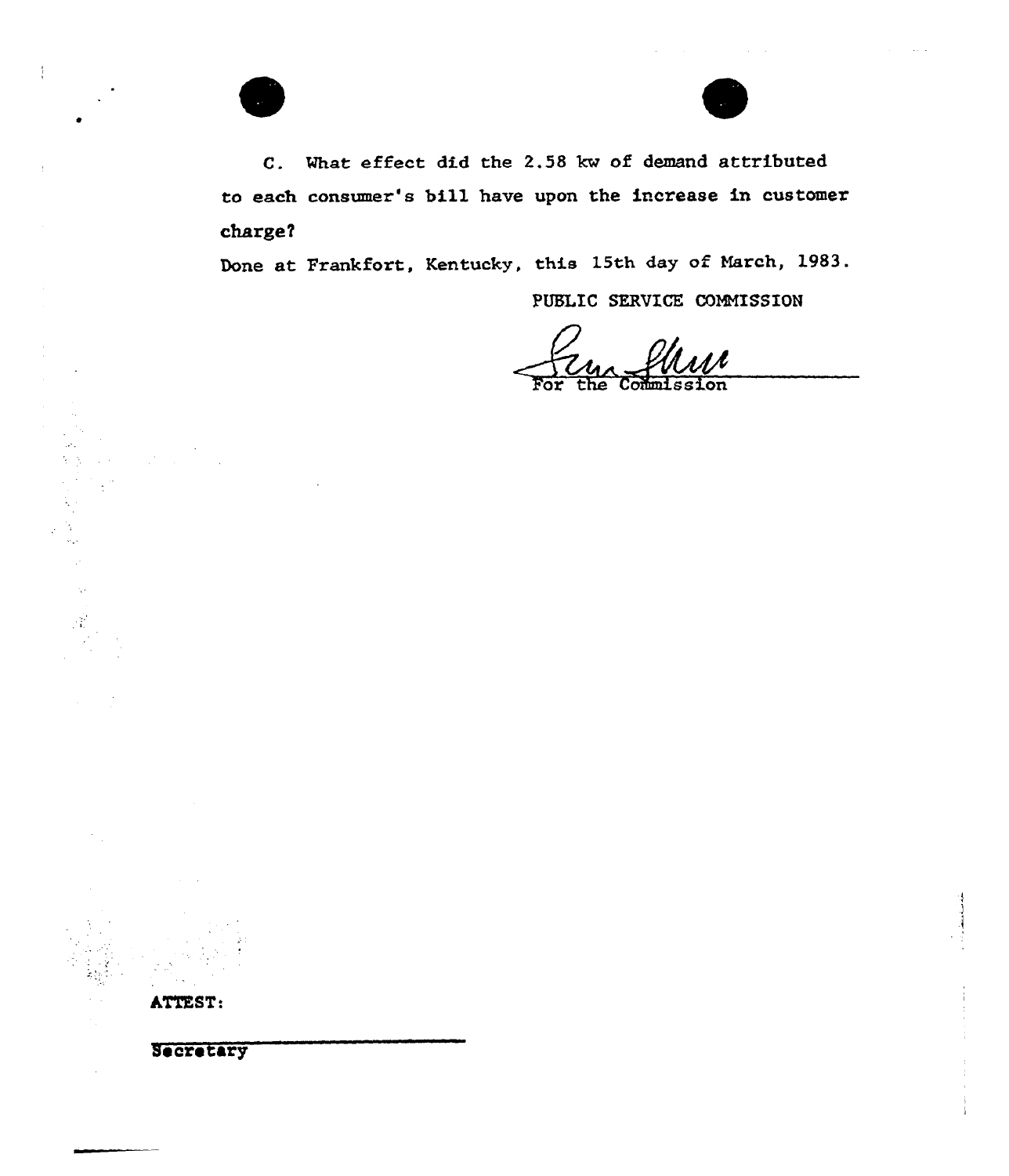C. What effect did the 2.58 kw of demand attributed to each consumer's bill have upon the increase in customer charge?

Done at Frankfort, Kentucky, this 15th day of March, 1983.

PUBLIC SERVICE COMMISSION

For the Commission

ATTEST:

Secretary